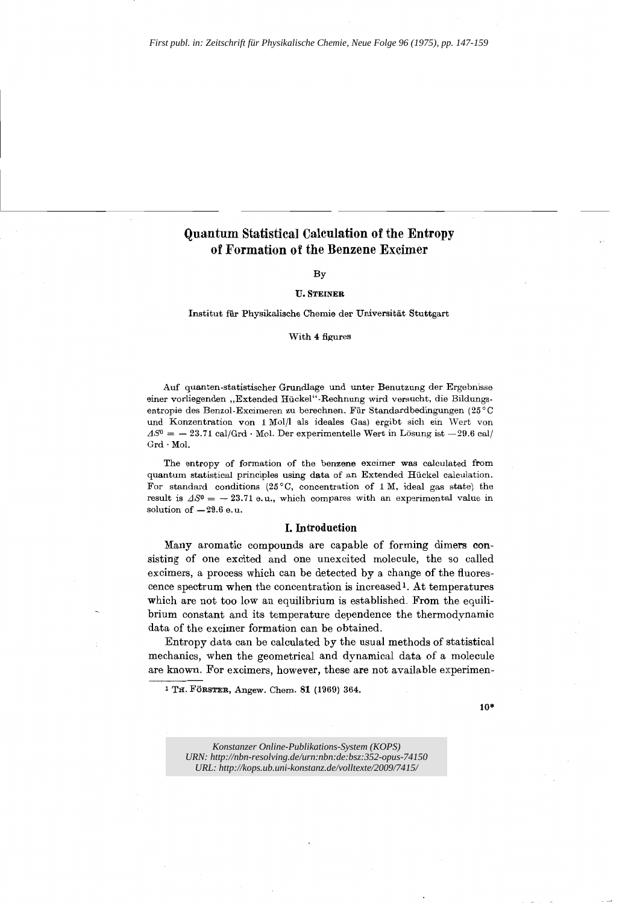*First publ. in: Zeitschrift für Physikalische Chemie, Neue Folge 96 (1975), pp. 147-159*

# Quantum Statistical Calculation of the Entropy of Formation of the Benzene Excimer

By

**U. Steiner**

Institut für Physikalische Chemie der Universität Stuttgart

With 4 figures

Auf quanten-statistischer Grundlage und unter Benutzung der Ergebnisse einer vorliegenden „Extended Hückel"-Rechnung wird versucht, die Bildungsentropie des Benzol-Excimeren zu berechnen. Für Standardbedingungen (25°C und Konzentration von 1 Mol/l als ideales Gas) ergibt sich ein Wert von $\Delta S^0 = -23.71$ cal/Grd · Mol. Der experimentelle Wert in Lösung ist $-29.6$ cal/Grd · Mol.

The entropy of formation of the benzene excimer was calculated from quantum statistical principles using data of an Extended Hückel calculation. For standard conditions (25°C, concentration of 1 M, ideal gas state) the result is $\Delta S^0 = -23.71$ e.u., which compares with an experimental value in solution of $-29.6$ e.u.

## I. Introduction

Many aromatic compounds are capable of forming dimers consisting of one excited and one unexcited molecule, the so called excimers, a process which can be detected by a change of the fluorescence spectrum when the concentration is increased[1]. At temperatures which are not too low an equilibrium is established. From the equilibrium constant and its temperature dependence the thermodynamic data of the excimer formation can be obtained.

Entropy data can be calculated by the usual methods of statistical mechanics, when the geometrical and dynamical data of a molecule are known. For excimers, however, these are not available experimen-

[1] Th. Förster, Angew. Chem. **81** (1969) 364.

*Konstanzer Online-Publikations-System (KOPS)*
*URN: http://nbn-resolving.de/urn:nbn:de:bsz:352-opus-74150*
*URL: http://kops.ub.uni-konstanz.de/volltexte/2009/7415/*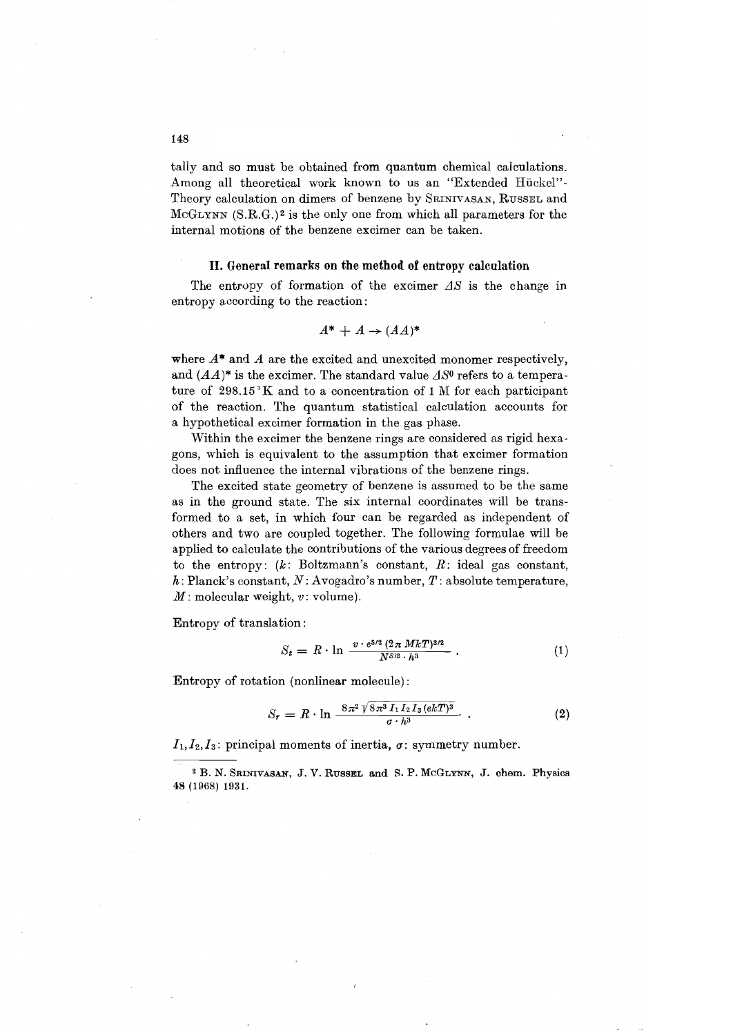tally and so must be obtained from quantum chemical calculations. Among all theoretical work known to us an "Extended Hückel"-Theory calculation on dimers of benzene by SRINIVASAN, RUSSEL and McGLYNN (S.R.G.)[2] is the only one from which all parameters for the internal motions of the benzene excimer can be taken.

## II. General remarks on the method of entropy calculation

The entropy of formation of the excimer $\Delta S$ is the change in entropy according to the reaction:

$$A^* + A \rightarrow (AA)^*$$

where $A^*$ and $A$ are the excited and unexcited monomer respectively, and $(AA)^*$ is the excimer. The standard value $\Delta S^0$ refers to a temperature of 298.15 °K and to a concentration of 1 M for each participant of the reaction. The quantum statistical calculation accounts for a hypothetical excimer formation in the gas phase.

Within the excimer the benzene rings are considered as rigid hexagons, which is equivalent to the assumption that excimer formation does not influence the internal vibrations of the benzene rings.

The excited state geometry of benzene is assumed to be the same as in the ground state. The six internal coordinates will be transformed to a set, in which four can be regarded as independent of others and two are coupled together. The following formulae will be applied to calculate the contributions of the various degrees of freedom to the entropy: ($k$: Boltzmann's constant, $R$: ideal gas constant, $h$: Planck's constant, $N$: Avogadro's number, $T$: absolute temperature, $M$: molecular weight, $v$: volume).

Entropy of translation:

$$S_t = R \cdot \ln \frac{v \cdot e^{5/2} (2\pi MkT)^{3/2}}{N^{5/2} \cdot h^3} . \tag{1}$$

Entropy of rotation (nonlinear molecule):

$$S_r = R \cdot \ln \frac{8\pi^2 \sqrt{8\pi^3 I_1 I_2 I_3 (ekT)^3}}{\sigma \cdot h^3} . \tag{2}$$

$I_1, I_2, I_3$: principal moments of inertia, $\sigma$: symmetry number.

---

[2] B. N. SRINIVASAN, J. V. RUSSEL and S. P. McGLYNN, J. chem. Physics 48 (1968) 1931.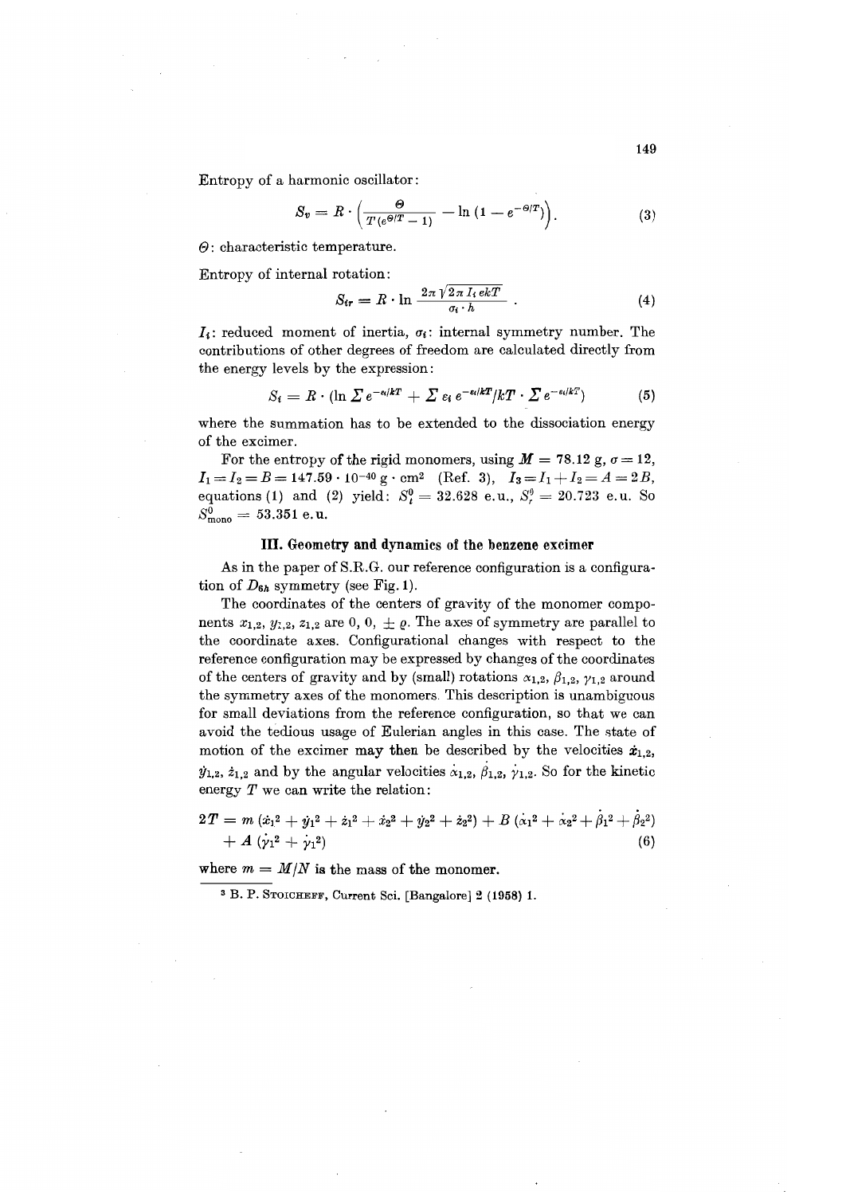Entropy of a harmonic oscillator:

$$S_v = R \cdot \left( \frac{\Theta}{T\,(e^{\Theta/T} - 1)} - \ln\left(1 - e^{-\Theta/T}\right) \right). \tag{3}$$

$\Theta$: characteristic temperature.

Entropy of internal rotation:

$$S_{tr} = R \cdot \ln \frac{2\pi \sqrt{2\pi I_i ekT}}{\sigma_i \cdot h}\,. \tag{4}$$

$I_i$: reduced moment of inertia, $\sigma_i$: internal symmetry number. The contributions of other degrees of freedom are calculated directly from the energy levels by the expression:

$$S_i = R \cdot \left(\ln \Sigma\, e^{-\varepsilon_i/kT} + \Sigma\, \varepsilon_i\, e^{-\varepsilon_i/kT}/kT \cdot \Sigma\, e^{-\varepsilon_i/kT}\right) \tag{5}$$

where the summation has to be extended to the dissociation energy of the excimer.

For the entropy of the rigid monomers, using $M = 78.12$ g, $\sigma = 12$, $I_1 = I_2 = B = 147.59 \cdot 10^{-40}\ \text{g} \cdot \text{cm}^2$ (Ref. 3), $I_3 = I_1 + I_2 = A = 2B$, equations (1) and (2) yield: $S_t^0 = 32.628$ e.u., $S_r^0 = 20.723$ e.u. So $S_{\text{mono}}^0 = 53.351$ e.u.

## III. Geometry and dynamics of the benzene excimer

As in the paper of S.R.G. our reference configuration is a configuration of $D_{6h}$ symmetry (see Fig. 1).

The coordinates of the centers of gravity of the monomer components $x_{1,2}$, $y_{1,2}$, $z_{1,2}$ are $0$, $0$, $\pm \varrho$. The axes of symmetry are parallel to the coordinate axes. Configurational changes with respect to the reference configuration may be expressed by changes of the coordinates of the centers of gravity and by (small) rotations $\alpha_{1,2}$, $\beta_{1,2}$, $\gamma_{1,2}$ around the symmetry axes of the monomers. This description is unambiguous for small deviations from the reference configuration, so that we can avoid the tedious usage of Eulerian angles in this case. The state of motion of the excimer may then be described by the velocities $\dot{x}_{1,2}$, $\dot{y}_{1,2}$, $\dot{z}_{1,2}$ and by the angular velocities $\dot{\alpha}_{1,2}$, $\dot{\beta}_{1,2}$, $\dot{\gamma}_{1,2}$. So for the kinetic energy $T$ we can write the relation:

$$2T = m\left(\dot{x}_1^2 + \dot{y}_1^2 + \dot{z}_1^2 + \dot{x}_2^2 + \dot{y}_2^2 + \dot{z}_2^2\right) + B\left(\dot{\alpha}_1^2 + \dot{\alpha}_2^2 + \dot{\beta}_1^2 + \dot{\beta}_2^2\right) + A\left(\dot{\gamma}_1^2 + \dot{\gamma}_1^2\right) \tag{6}$$

where $m = M/N$ is the mass of the monomer.

---

[3] B. P. Stoicheff, Current Sci. [Bangalore] 2 (1958) 1.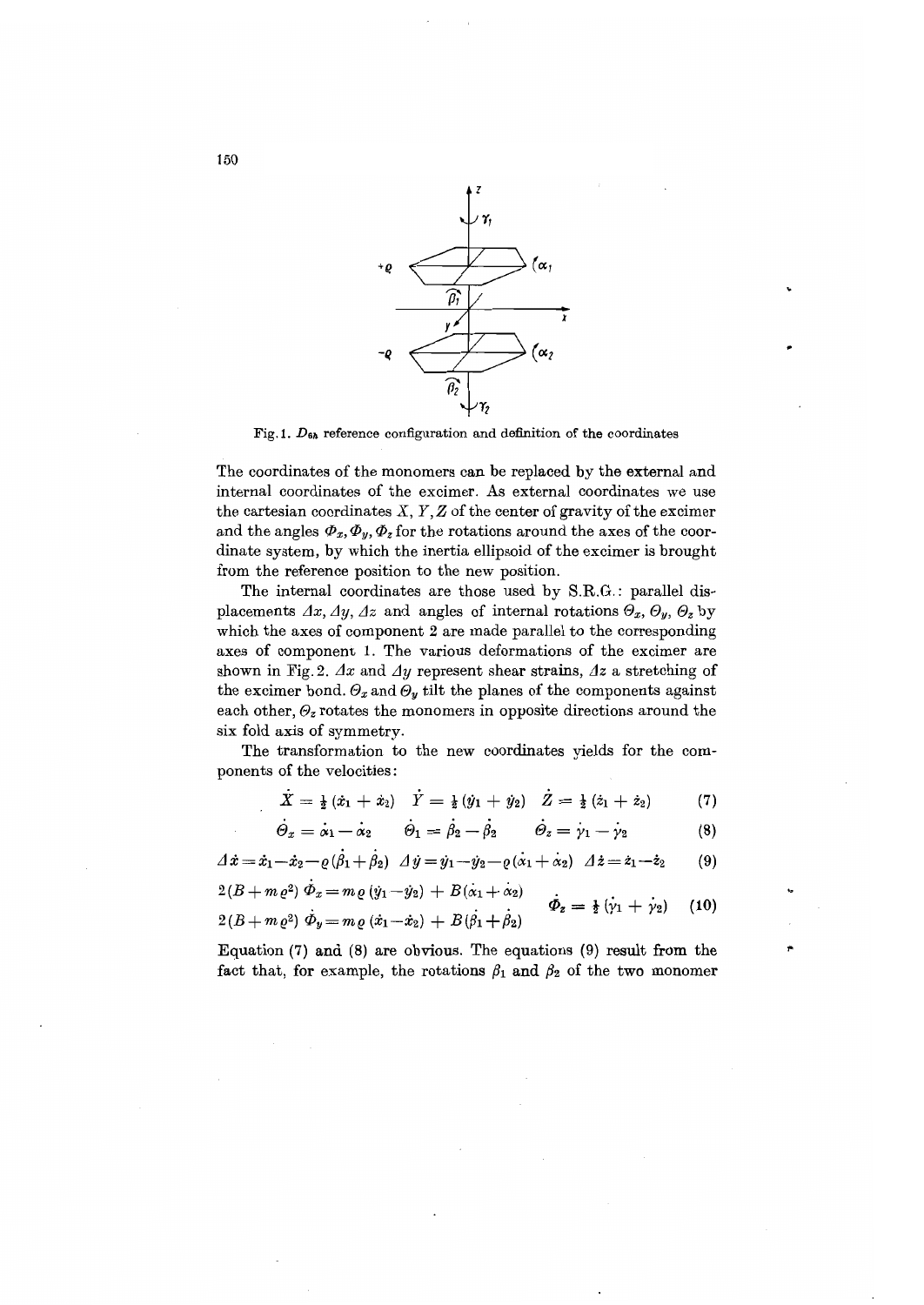Fig. 1. $D_{6h}$ reference configuration and definition of the coordinates

The coordinates of the monomers can be replaced by the external and internal coordinates of the excimer. As external coordinates we use the cartesian coordinates $X, Y, Z$ of the center of gravity of the excimer and the angles $\Phi_x, \Phi_y, \Phi_z$ for the rotations around the axes of the coordinate system, by which the inertia ellipsoid of the excimer is brought from the reference position to the new position.

The internal coordinates are those used by S.R.G.: parallel displacements $\Delta x, \Delta y, \Delta z$ and angles of internal rotations $\Theta_x, \Theta_y, \Theta_z$ by which the axes of component 2 are made parallel to the corresponding axes of component 1. The various deformations of the excimer are shown in Fig. 2. $\Delta x$ and $\Delta y$ represent shear strains, $\Delta z$ a stretching of the excimer bond. $\Theta_x$ and $\Theta_y$ tilt the planes of the components against each other, $\Theta_z$ rotates the monomers in opposite directions around the six fold axis of symmetry.

The transformation to the new coordinates yields for the components of the velocities:

$$\dot{X} = \tfrac{1}{2}(\dot{x}_1 + \dot{x}_2) \quad \dot{Y} = \tfrac{1}{2}(\dot{y}_1 + \dot{y}_2) \quad \dot{Z} = \tfrac{1}{2}(\dot{z}_1 + \dot{z}_2) \tag{7}$$

$$\dot{\Theta}_x = \dot{\alpha}_1 - \dot{\alpha}_2 \qquad \dot{\Theta}_1 = \dot{\beta}_2 - \dot{\beta}_2 \qquad \dot{\Theta}_z = \dot{\gamma}_1 - \dot{\gamma}_2 \tag{8}$$

$$\Delta\dot{x} = \dot{x}_1 - \dot{x}_2 - \varrho(\dot{\beta}_1 + \dot{\beta}_2) \quad \Delta\dot{y} = \dot{y}_1 - \dot{y}_2 - \varrho(\dot{\alpha}_1 + \dot{\alpha}_2) \quad \Delta\dot{z} = \dot{z}_1 - \dot{z}_2 \tag{9}$$

$$\begin{aligned} 2(B + m\varrho^2)\,\dot{\Phi}_x &= m\varrho(\dot{y}_1 - \dot{y}_2) + B(\dot{\alpha}_1 + \dot{\alpha}_2) \\ 2(B + m\varrho^2)\,\dot{\Phi}_y &= m\varrho(\dot{x}_1 - \dot{x}_2) + B(\dot{\beta}_1 + \dot{\beta}_2) \end{aligned} \qquad \dot{\Phi}_z = \tfrac{1}{2}(\dot{\gamma}_1 + \dot{\gamma}_2) \tag{10}$$

Equation (7) and (8) are obvious. The equations (9) result from the fact that, for example, the rotations $\beta_1$ and $\beta_2$ of the two monomer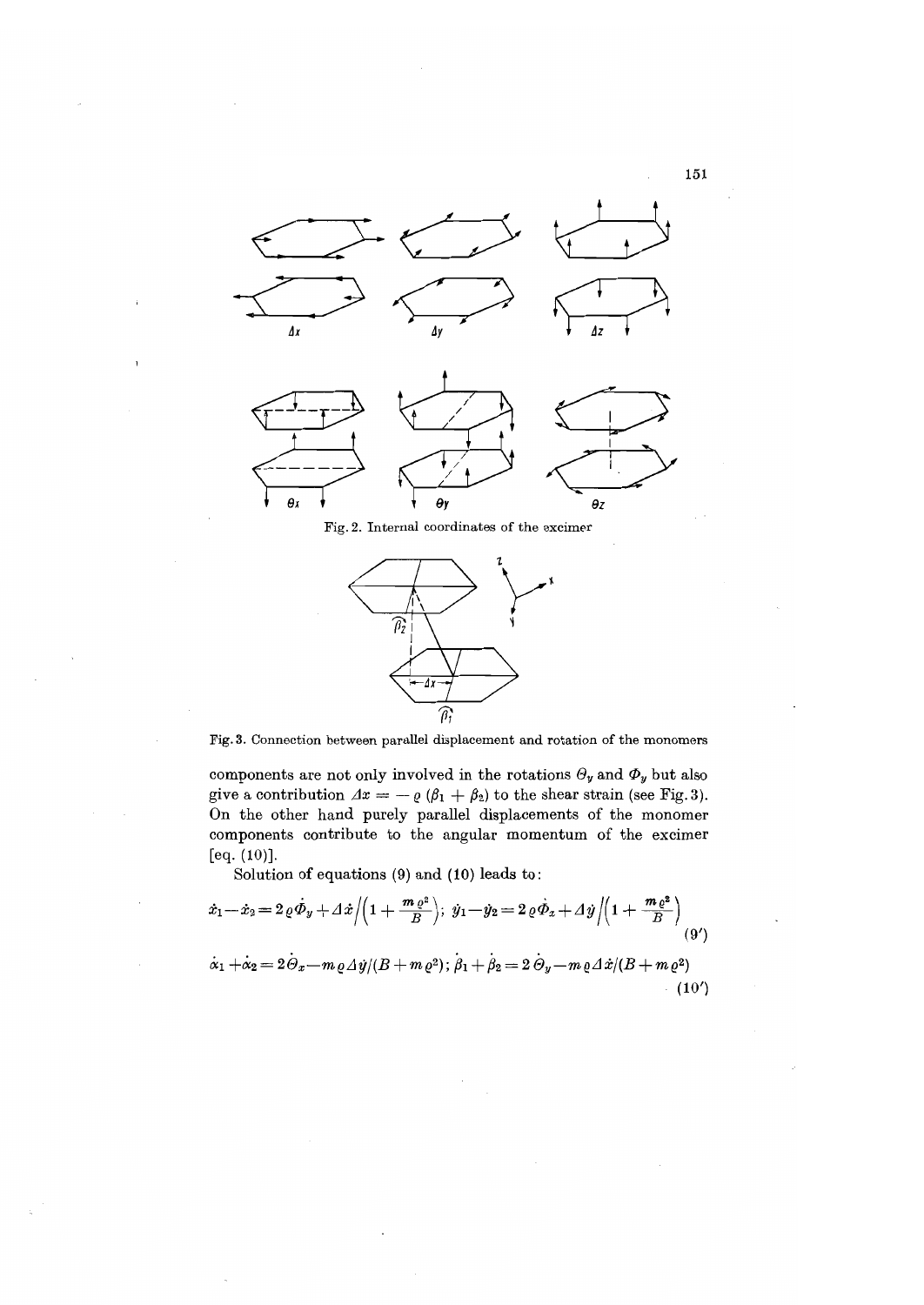Fig. 2. Internal coordinates of the excimer

Fig. 3. Connection between parallel displacement and rotation of the monomers

components are not only involved in the rotations $\Theta_y$ and $\Phi_y$ but also give a contribution $\Delta x = -\varrho(\beta_1 + \beta_2)$ to the shear strain (see Fig. 3). On the other hand purely parallel displacements of the monomer components contribute to the angular momentum of the excimer [eq. (10)].

Solution of equations (9) and (10) leads to:

$$\dot{x}_1 - \dot{x}_2 = 2\varrho\dot{\Phi}_y + \Delta\dot{x}\Big/\left(1 + \frac{m\varrho^2}{B}\right);\quad \dot{y}_1 - \dot{y}_2 = 2\varrho\dot{\Phi}_x + \Delta\dot{y}\Big/\left(1 + \frac{m\varrho^2}{B}\right) \tag{9'}$$

$$\dot{\alpha}_1 + \dot{\alpha}_2 = 2\dot{\Theta}_x - m\varrho\Delta\dot{y}/(B + m\varrho^2);\quad \dot{\beta}_1 + \dot{\beta}_2 = 2\dot{\Theta}_y - m\varrho\Delta\dot{x}/(B + m\varrho^2) \tag{10'}$$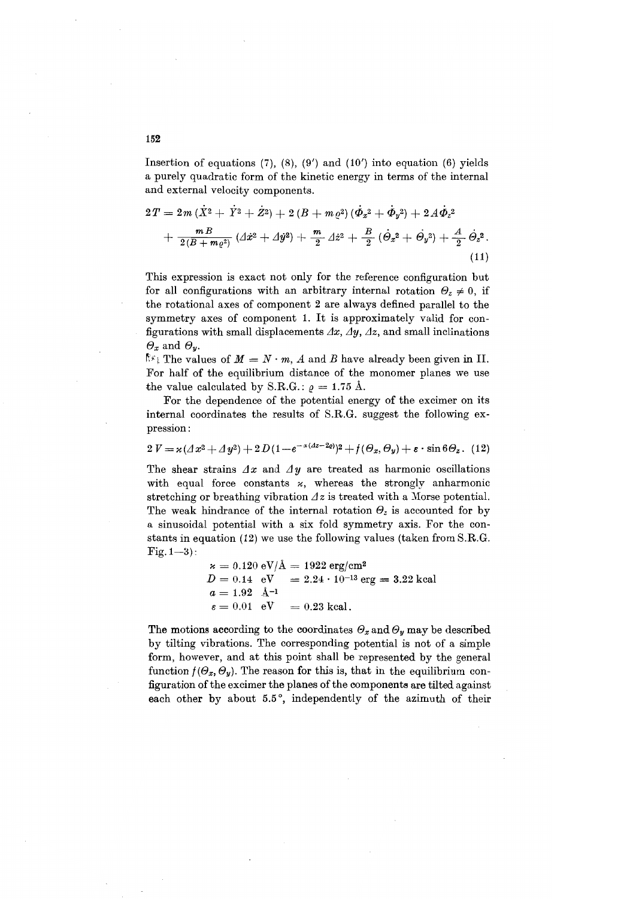Insertion of equations (7), (8), (9′) and (10′) into equation (6) yields a purely quadratic form of the kinetic energy in terms of the internal and external velocity components.

$$2T = 2m(\dot{X}^2 + \dot{Y}^2 + \dot{Z}^2) + 2(B + m\varrho^2)(\dot{\Phi}_x^2 + \dot{\Phi}_y^2) + 2A\dot{\Phi}_z^2 + \frac{mB}{2(B+m\varrho^2)}(\Delta\dot{x}^2 + \Delta\dot{y}^2) + \frac{m}{2}\Delta\dot{z}^2 + \frac{B}{2}(\dot{\Theta}_x^2 + \dot{\Theta}_y^2) + \frac{A}{2}\dot{\Theta}_z^2. \tag{11}$$

This expression is exact not only for the reference configuration but for all configurations with an arbitrary internal rotation $\Theta_z \neq 0$, if the rotational axes of component 2 are always defined parallel to the symmetry axes of component 1. It is approximately valid for configurations with small displacements $\Delta x$, $\Delta y$, $\Delta z$, and small inclinations $\Theta_x$ and $\Theta_y$.

The values of $M = N \cdot m$, $A$ and $B$ have already been given in II. For half of the equilibrium distance of the monomer planes we use the value calculated by S.R.G.: $\varrho = 1.75$ Å.

For the dependence of the potential energy of the excimer on its internal coordinates the results of S.R.G. suggest the following expression:

$$2V = \varkappa(\Delta x^2 + \Delta y^2) + 2D(1 - e^{-a(\Delta z - 2\varrho)})^2 + f(\Theta_x, \Theta_y) + \varepsilon \cdot \sin 6\Theta_z. \tag{12}$$

The shear strains $\Delta x$ and $\Delta y$ are treated as harmonic oscillations with equal force constants $\varkappa$, whereas the strongly anharmonic stretching or breathing vibration $\Delta z$ is treated with a Morse potential. The weak hindrance of the internal rotation $\Theta_z$ is accounted for by a sinusoidal potential with a six fold symmetry axis. For the constants in equation (12) we use the following values (taken from S.R.G. Fig. 1–3):

$$\begin{aligned}
\varkappa &= 0.120\ \text{eV/Å} = 1922\ \text{erg/cm}^2\\
D &= 0.14\ \text{eV} \quad = 2.24 \cdot 10^{-13}\ \text{erg} = 3.22\ \text{kcal}\\
a &= 1.92\ \text{Å}^{-1}\\
\varepsilon &= 0.01\ \text{eV} \quad = 0.23\ \text{kcal}.
\end{aligned}$$

The motions according to the coordinates $\Theta_x$ and $\Theta_y$ may be described by tilting vibrations. The corresponding potential is not of a simple form, however, and at this point shall be represented by the general function $f(\Theta_x, \Theta_y)$. The reason for this is, that in the equilibrium configuration of the excimer the planes of the components are tilted against each other by about 5.5°, independently of the azimuth of their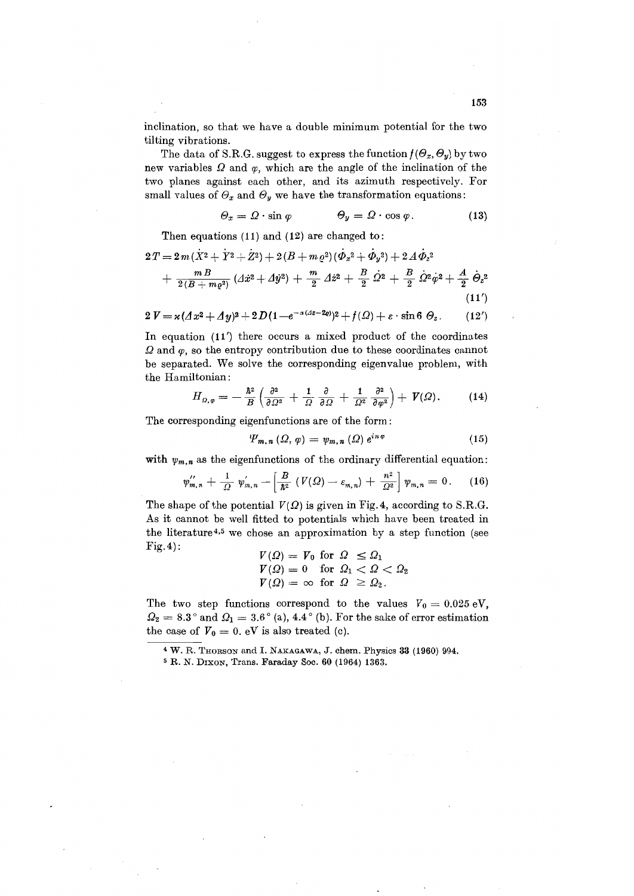inclination, so that we have a double minimum potential for the two tilting vibrations.

The data of S.R.G. suggest to express the function $f(\Theta_x, \Theta_y)$ by two new variables $\Omega$ and $\varphi$, which are the angle of the inclination of the two planes against each other, and its azimuth respectively. For small values of $\Theta_x$ and $\Theta_y$ we have the transformation equations:

$$\Theta_x = \Omega \cdot \sin \varphi \qquad \Theta_y = \Omega \cdot \cos \varphi . \tag{13}$$

Then equations (11) and (12) are changed to:

$$2T = 2m(\dot{X}^2 + \dot{Y}^2 + \dot{Z}^2) + 2(B + m\varrho^2)(\dot{\Phi}_x^2 + \dot{\Phi}_y^2) + 2A\dot{\Phi}_z^2$$
$$+ \frac{mB}{2(B + m\varrho^2)}(\varDelta\dot{x}^2 + \varDelta\dot{y}^2) + \frac{m}{2}\varDelta\dot{z}^2 + \frac{B}{2}\dot{\Omega}^2 + \frac{B}{2}\Omega^2\dot{\varphi}^2 + \frac{A}{2}\dot{\Theta}_z^2 \tag{11'}$$

$$2V = \varkappa(\varDelta x^2 + \varDelta y)^2 + 2D(1 - e^{-\alpha(\varDelta z - 2\varrho)})^2 + f(\Omega) + \varepsilon \cdot \sin 6\,\Theta_z . \tag{12'}$$

In equation (11') there occurs a mixed product of the coordinates $\Omega$ and $\varphi$, so the entropy contribution due to these coordinates cannot be separated. We solve the corresponding eigenvalue problem, with the Hamiltonian:

$$H_{\Omega,\varphi} = -\frac{\hbar^2}{B}\left(\frac{\partial^2}{\partial\Omega^2} + \frac{1}{\Omega}\frac{\partial}{\partial\Omega} + \frac{1}{\Omega^2}\frac{\partial^2}{\partial\varphi^2}\right) + V(\Omega). \tag{14}$$

The corresponding eigenfunctions are of the form:

$$\Psi_{m,n}(\Omega,\varphi) = \psi_{m,n}(\Omega)\,e^{in\varphi} \tag{15}$$

with $\psi_{m,n}$ as the eigenfunctions of the ordinary differential equation:

$$\psi''_{m,n} + \frac{1}{\Omega}\psi'_{m,n} - \left[\frac{B}{\hbar^2}(V(\Omega) - \varepsilon_{m,n}) + \frac{n^2}{\Omega^2}\right]\psi_{m,n} = 0 . \tag{16}$$

The shape of the potential $V(\Omega)$ is given in Fig. 4, according to S.R.G. As it cannot be well fitted to potentials which have been treated in the literature[4,5] we chose an approximation by a step function (see Fig. 4):

$$V(\Omega) = V_0 \text{ for } \Omega \leq \Omega_1$$
$$V(\Omega) = 0 \quad \text{for } \Omega_1 < \Omega < \Omega_2$$
$$V(\Omega) = \infty \text{ for } \Omega \geq \Omega_2 .$$

The two step functions correspond to the values $V_0 = 0.025$ eV, $\Omega_2 = 8.3°$ and $\Omega_1 = 3.6°$ (a), $4.4°$ (b). For the sake of error estimation the case of $V_0 = 0.$ eV is also treated (c).

---

[4] W. R. Thorson and I. Nakagawa, J. chem. Physics **33** (1960) 994.

[5] R. N. Dixon, Trans. Faraday Soc. **60** (1964) 1363.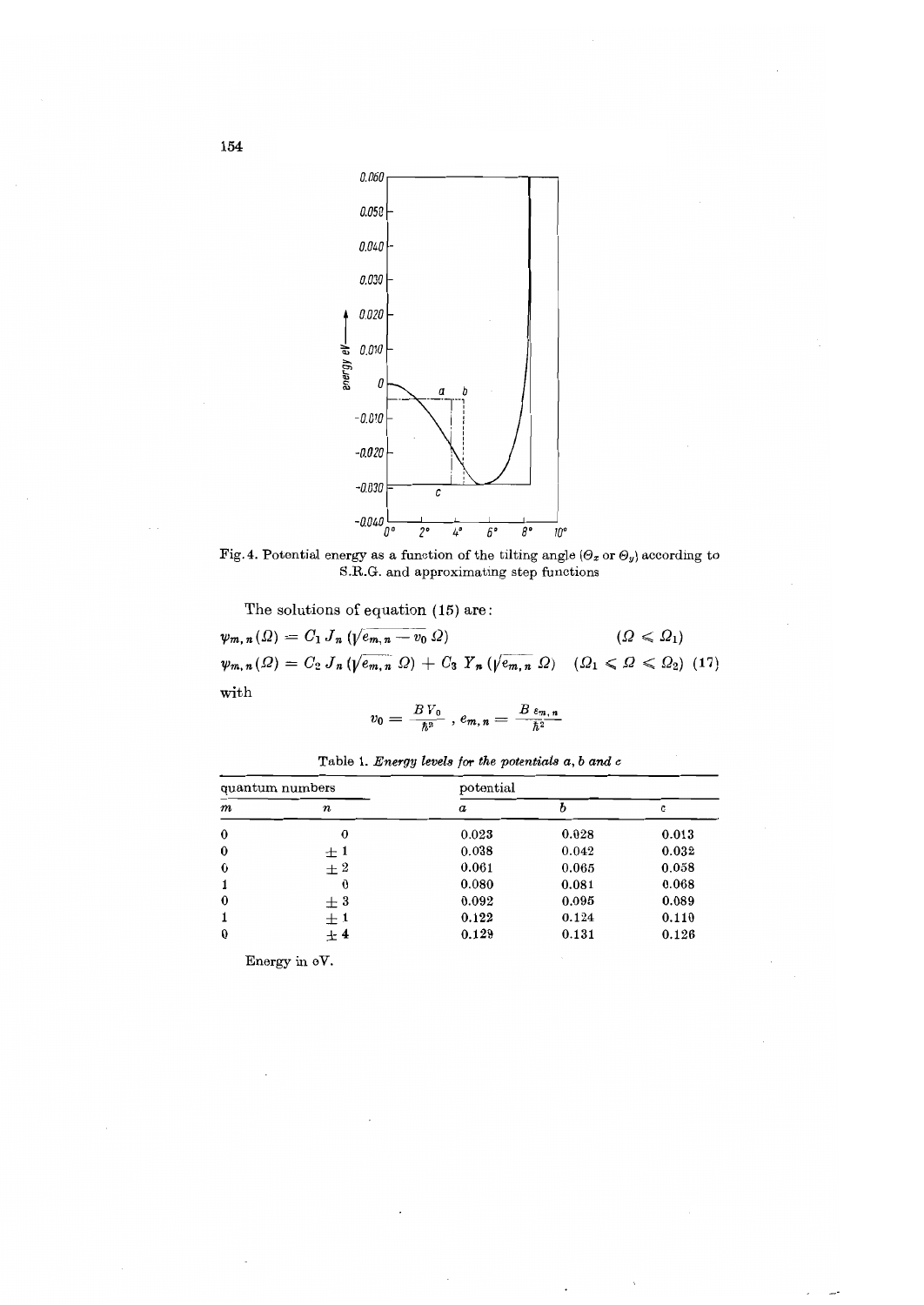Fig. 4. Potential energy as a function of the tilting angle ($\Theta_x$ or $\Theta_y$) according to S.R.G. and approximating step functions

The solutions of equation (15) are:

$$\psi_{m,n}(\Omega) = C_1 J_n(\sqrt{e_{m,n} - v_0}\, \Omega) \qquad (\Omega \leqslant \Omega_1)$$

$$\psi_{m,n}(\Omega) = C_2 J_n(\sqrt{e_{m,n}}\, \Omega) + C_3 Y_n(\sqrt{e_{m,n}}\, \Omega) \quad (\Omega_1 \leqslant \Omega \leqslant \Omega_2) \quad (17)$$

with

$$v_0 = \frac{B V_0}{\hbar^2}, \; e_{m,n} = \frac{B\, \varepsilon_{m,n}}{\hbar^2}$$

Table 1. *Energy levels for the potentials a, b and c*

| quantum numbers | | potential | | |
|---|---|---|---|---|
| $m$ | $n$ | $a$ | $b$ | $c$ |
| 0 | 0 | 0.023 | 0.028 | 0.013 |
| 0 | $\pm 1$ | 0.038 | 0.042 | 0.032 |
| 0 | $\pm 2$ | 0.061 | 0.065 | 0.058 |
| 1 | 0 | 0.080 | 0.081 | 0.068 |
| 0 | $\pm 3$ | 0.092 | 0.095 | 0.089 |
| 1 | $\pm 1$ | 0.122 | 0.124 | 0.110 |
| 0 | $\pm 4$ | 0.129 | 0.131 | 0.126 |

Energy in eV.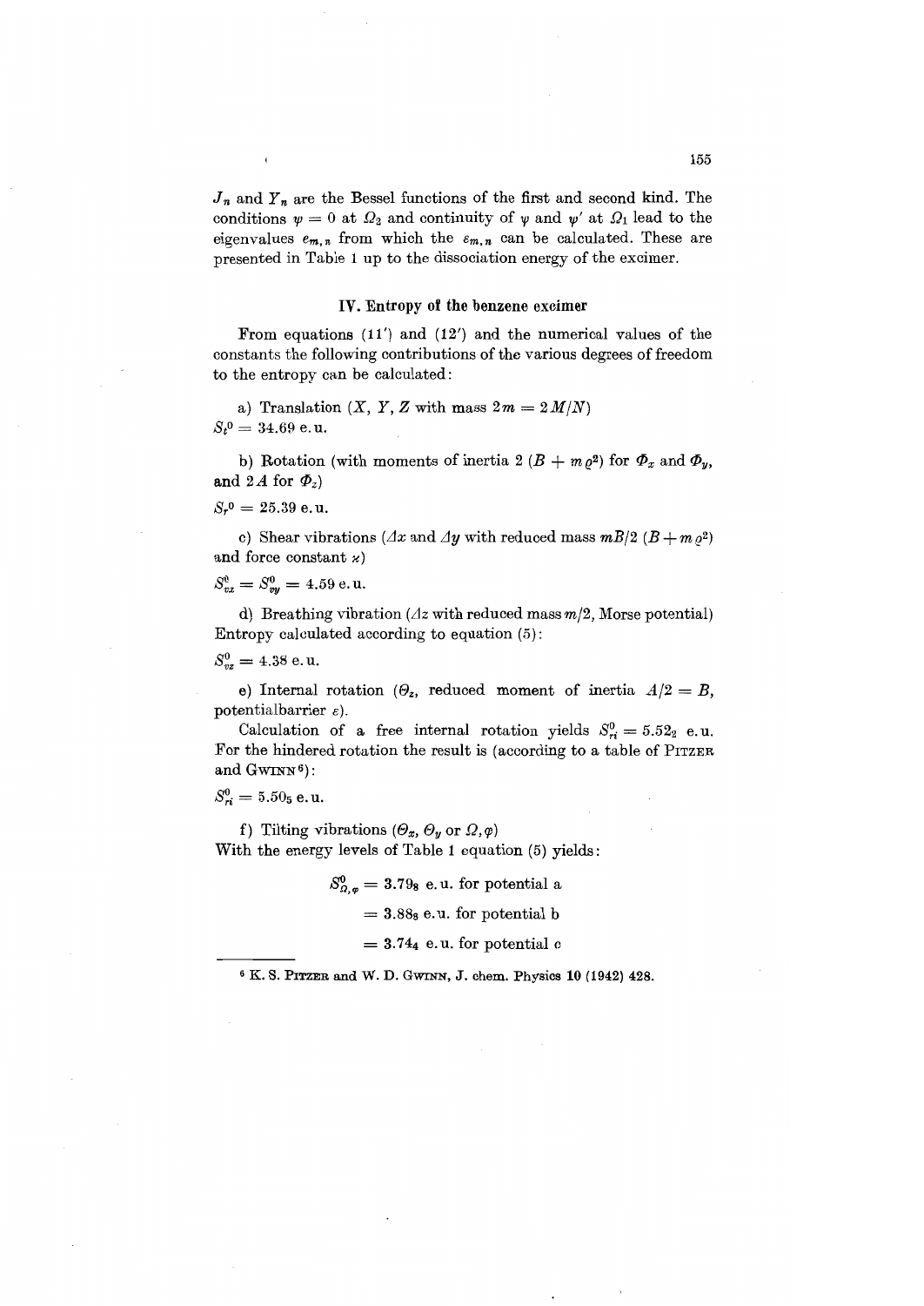$J_n$ and $Y_n$ are the Bessel functions of the first and second kind. The conditions $\psi = 0$ at $\Omega_2$ and continuity of $\psi$ and $\psi'$ at $\Omega_1$ lead to the eigenvalues $e_{m,n}$ from which the $\varepsilon_{m,n}$ can be calculated. These are presented in Table 1 up to the dissociation energy of the excimer.

## IV. Entropy of the benzene excimer

From equations (11') and (12') and the numerical values of the constants the following contributions of the various degrees of freedom to the entropy can be calculated:

a) Translation ($X$, $Y$, $Z$ with mass $2m = 2M/N$)

$S_t^0 = 34.69$ e.u.

b) Rotation (with moments of inertia $2(B + m\varrho^2)$ for $\Phi_x$ and $\Phi_y$, and $2A$ for $\Phi_z$)

$S_r^0 = 25.39$ e.u.

c) Shear vibrations ($\Delta x$ and $\Delta y$ with reduced mass $mB/2(B + m\varrho^2)$ and force constant $\varkappa$)

$S_{vx}^0 = S_{vy}^0 = 4.59$ e.u.

d) Breathing vibration ($\Delta z$ with reduced mass $m/2$, Morse potential) Entropy calculated according to equation (5):

$S_{vz}^0 = 4.38$ e.u.

e) Internal rotation ($\Theta_z$, reduced moment of inertia $A/2 = B$, potentialbarrier $\varepsilon$).

Calculation of a free internal rotation yields $S_{ri}^0 = 5.52_2$ e.u. For the hindered rotation the result is (according to a table of Pitzer and Gwinn[6]):

$S_{ri}^0 = 5.50_5$ e.u.

f) Tilting vibrations ($\Theta_x$, $\Theta_y$ or $\Omega, \varphi$)

With the energy levels of Table 1 equation (5) yields:

$$S_{\Omega,\varphi}^0 = 3.79_8 \text{ e.u. for potential a}$$

$$= 3.88_8 \text{ e.u. for potential b}$$

$$= 3.74_4 \text{ e.u. for potential c}$$

---

[6] K. S. Pitzer and W. D. Gwinn, J. chem. Physics 10 (1942) 428.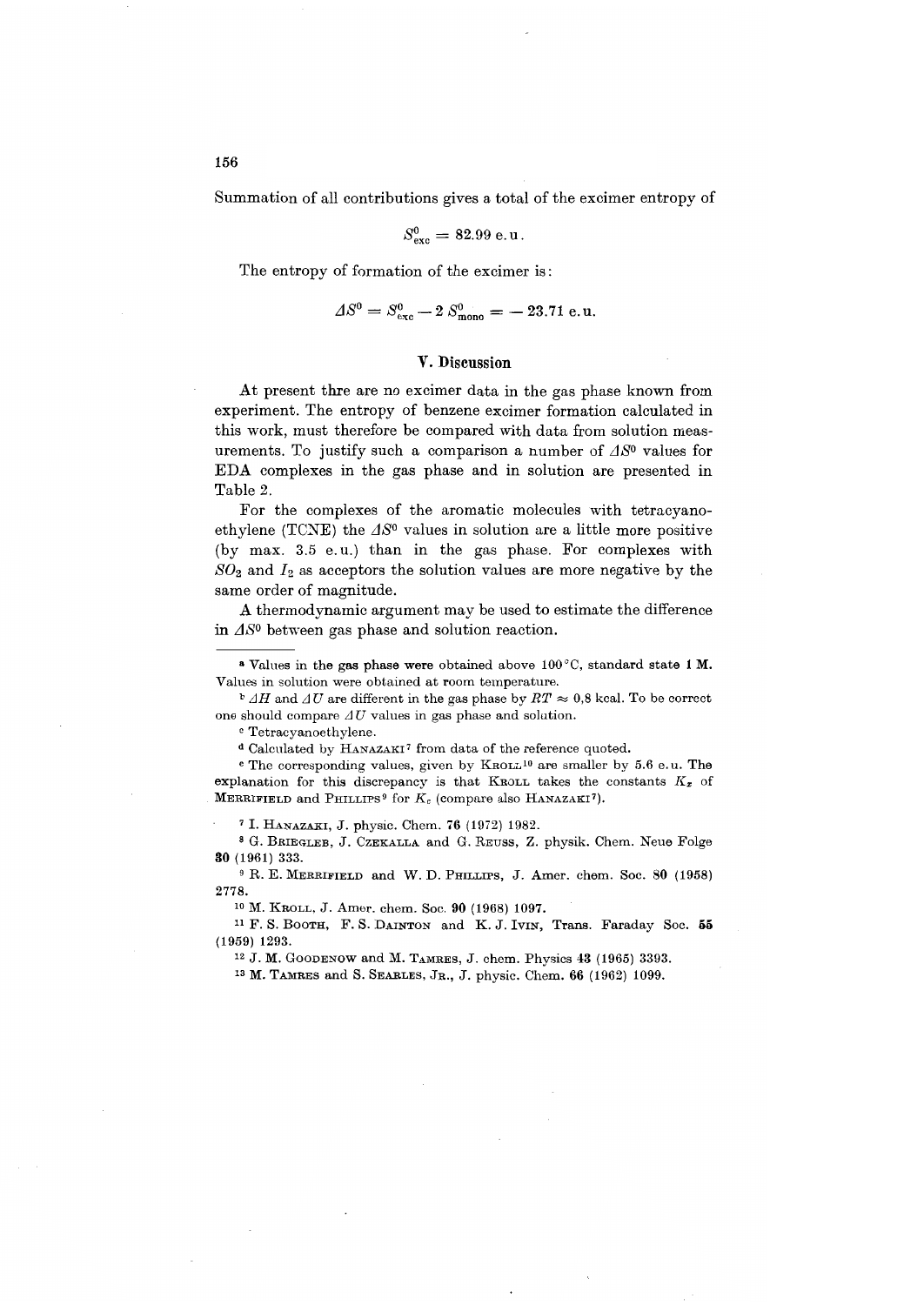Summation of all contributions gives a total of the excimer entropy of

$$S^0_{\text{exc}} = 82.99 \text{ e.u.}$$

The entropy of formation of the excimer is:

$$\Delta S^0 = S^0_{\text{exc}} - 2\, S^0_{\text{mono}} = -23.71 \text{ e.u.}$$

## V. Discussion

At present thre are no excimer data in the gas phase known from experiment. The entropy of benzene excimer formation calculated in this work, must therefore be compared with data from solution measurements. To justify such a comparison a number of $\Delta S^0$ values for EDA complexes in the gas phase and in solution are presented in Table 2.

For the complexes of the aromatic molecules with tetracyanoethylene (TCNE) the $\Delta S^0$ values in solution are a little more positive (by max. 3.5 e.u.) than in the gas phase. For complexes with $SO_2$ and $I_2$ as acceptors the solution values are more negative by the same order of magnitude.

A thermodynamic argument may be used to estimate the difference in $\Delta S^0$ between gas phase and solution reaction.

---

[a] Values in the gas phase were obtained above 100 °C, standard state 1 M. Values in solution were obtained at room temperature.

[b] $\Delta H$ and $\Delta U$ are different in the gas phase by $RT \approx 0{,}8$ kcal. To be correct one should compare $\Delta U$ values in gas phase and solution.

[c] Tetracyanoethylene.

[d] Calculated by Hanazaki[7] from data of the reference quoted.

[e] The corresponding values, given by Kroll[10] are smaller by 5.6 e.u. The explanation for this discrepancy is that Kroll takes the constants $K_x$ of Merrifield and Phillips[9] for $K_c$ (compare also Hanazaki[7]).

[7] I. Hanazaki, J. physic. Chem. **76** (1972) 1982.

[8] G. Briegleb, J. Czekalla and G. Reuss, Z. physik. Chem. Neue Folge **30** (1961) 333.

[9] R. E. Merrifield and W. D. Phillips, J. Amer. chem. Soc. **80** (1958) 2778.

[10] M. Kroll, J. Amer. chem. Soc. **90** (1968) 1097.

[11] F. S. Booth, F. S. Dainton and K. J. Ivin, Trans. Faraday Soc. **55** (1959) 1293.

[12] J. M. Goodenow and M. Tamres, J. chem. Physics **43** (1965) 3393.

[13] M. Tamres and S. Searles, Jr., J. physic. Chem. **66** (1962) 1099.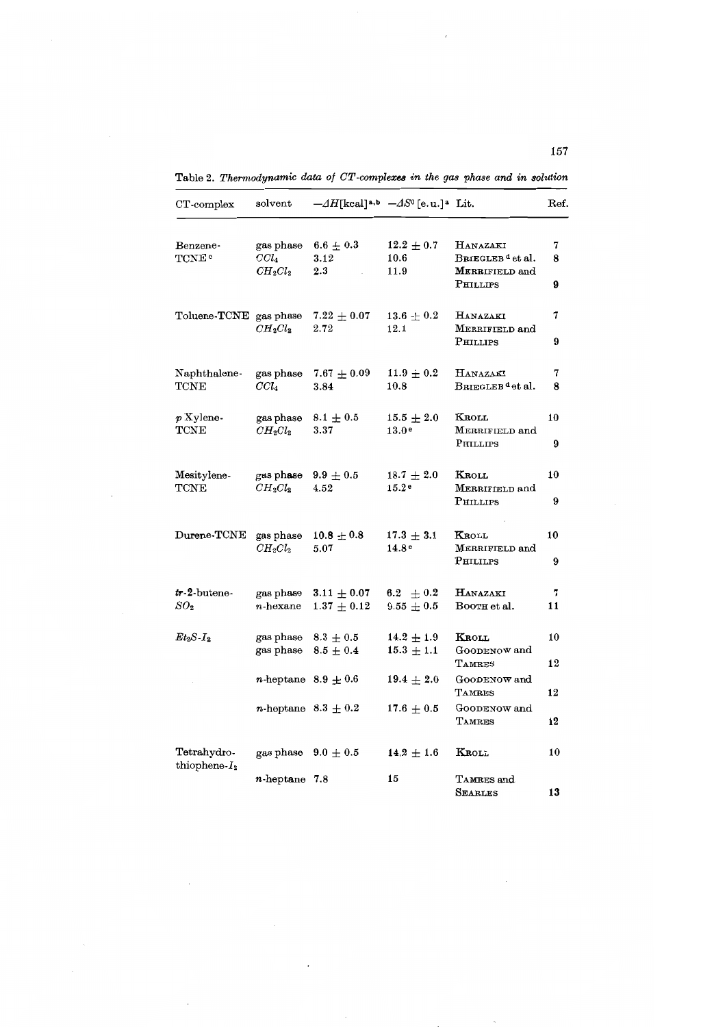Table 2. *Thermodynamic data of CT-complexes in the gas phase and in solution*

| CT-complex | solvent | $-\Delta H$[kcal][a,b] | $-\Delta S^0$ [e.u.][a] | Lit. | Ref. |
|---|---|---|---|---|---|
| Benzene-TCNE[c] | gas phase | $6.6 \pm 0.3$ | $12.2 \pm 0.7$ | HANAZAKI | 7 |
| | $CCl_4$ | 3.12 | 10.6 | BRIEGLEB[d] et al. | 8 |
| | $CH_2Cl_2$ | 2.3 | 11.9 | MERRIFIELD and PHILLIPS | 9 |
| Toluene-TCNE | gas phase | $7.22 \pm 0.07$ | $13.6 \pm 0.2$ | HANAZAKI | 7 |
| | $CH_2Cl_2$ | 2.72 | 12.1 | MERRIFIELD and PHILLIPS | 9 |
| Naphthalene-TCNE | gas phase | $7.67 \pm 0.09$ | $11.9 \pm 0.2$ | HANAZAKI | 7 |
| | $CCl_4$ | 3.84 | 10.8 | BRIEGLEB[d] et al. | 8 |
| *p* Xylene-TCNE | gas phase | $8.1 \pm 0.5$ | $15.5 \pm 2.0$ | KROLL | 10 |
| | $CH_2Cl_2$ | 3.37 | 13.0[e] | MERRIFIELD and PHILLIPS | 9 |
| Mesitylene-TCNE | gas phase | $9.9 \pm 0.5$ | $18.7 \pm 2.0$ | KROLL | 10 |
| | $CH_2Cl_2$ | 4.52 | 15.2[e] | MERRIFIELD and PHILLIPS | 9 |
| Durene-TCNE | gas phase | $10.8 \pm 0.8$ | $17.3 \pm 3.1$ | KROLL | 10 |
| | $CH_2Cl_2$ | 5.07 | 14.8[e] | MERRIFIELD and PHILILPS | 9 |
| *tr*-2-butene-$SO_2$ | gas phase | $3.11 \pm 0.07$ | $6.2 \pm 0.2$ | HANAZAKI | 7 |
| | *n*-hexane | $1.37 \pm 0.12$ | $9.55 \pm 0.5$ | BOOTH et al. | 11 |
| $Et_2S$-$I_2$ | gas phase | $8.3 \pm 0.5$ | $14.2 \pm 1.9$ | KROLL | 10 |
| | gas phase | $8.5 \pm 0.4$ | $15.3 \pm 1.1$ | GOODENOW and TAMRES | 12 |
| | *n*-heptane | $8.9 \pm 0.6$ | $19.4 \pm 2.0$ | GOODENOW and TAMRES | 12 |
| | *n*-heptane | $8.3 \pm 0.2$ | $17.6 \pm 0.5$ | GOODENOW and TAMRES | 12 |
| Tetrahydro-thiophene-$I_2$ | gas phase | $9.0 \pm 0.5$ | $14.2 \pm 1.6$ | KROLL | 10 |
| | *n*-heptane | 7.8 | 15 | TAMRES and SEARLES | 13 |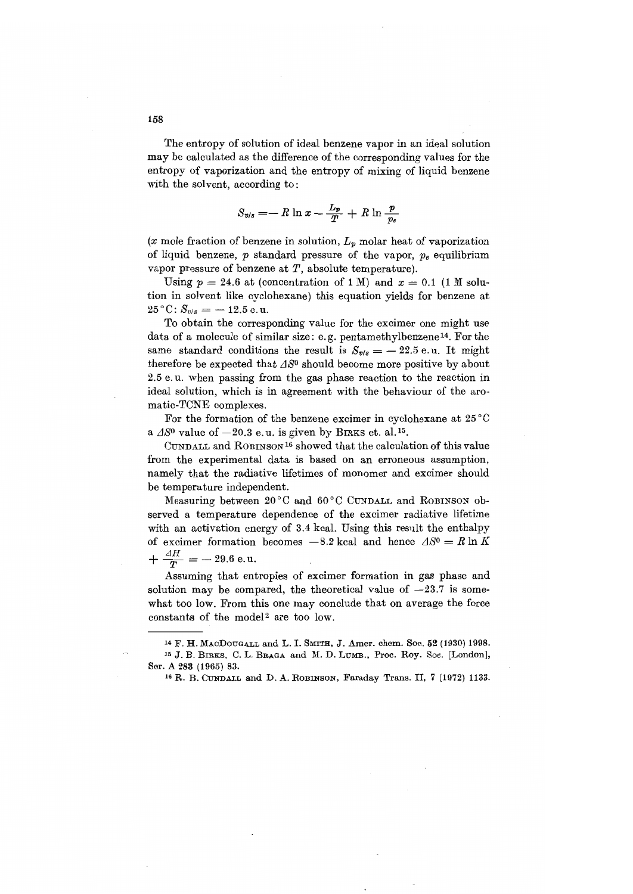The entropy of solution of ideal benzene vapor in an ideal solution may be calculated as the difference of the corresponding values for the entropy of vaporization and the entropy of mixing of liquid benzene with the solvent, according to:

$$S_{v/s} = -R \ln x - \frac{L_p}{T} + R \ln \frac{p}{p_e}$$

($x$ mole fraction of benzene in solution, $L_p$ molar heat of vaporization of liquid benzene, $p$ standard pressure of the vapor, $p_e$ equilibrium vapor pressure of benzene at $T$, absolute temperature).

Using $p = 24.6$ at (concentration of 1 M) and $x = 0.1$ (1 M solution in solvent like cyclohexane) this equation yields for benzene at 25 °C: $S_{v/s} = -12.5$ e.u.

To obtain the corresponding value for the excimer one might use data of a molecule of similar size: e.g. pentamethylbenzene[14]. For the same standard conditions the result is $S_{v/s} = -22.5$ e.u. It might therefore be expected that $\Delta S^0$ should become more positive by about 2.5 e.u. when passing from the gas phase reaction to the reaction in ideal solution, which is in agreement with the behaviour of the aromatic-TCNE complexes.

For the formation of the benzene excimer in cyclohexane at 25 °C a $\Delta S^0$ value of $-20.3$ e.u. is given by Birks et. al.[15].

Cundall and Robinson[16] showed that the calculation of this value from the experimental data is based on an erroneous assumption, namely that the radiative lifetimes of monomer and excimer should be temperature independent.

Measuring between 20 °C and 60 °C Cundall and Robinson observed a temperature dependence of the excimer radiative lifetime with an activation energy of 3.4 kcal. Using this result the enthalpy of excimer formation becomes $-8.2$ kcal and hence $\Delta S^0 = R \ln K + \frac{\Delta H}{T} = -29.6$ e.u.

Assuming that entropies of excimer formation in gas phase and solution may be compared, the theoretical value of $-23.7$ is somewhat too low. From this one may conclude that on average the force constants of the model[2] are too low.

---

[14] F. H. MacDougall and L. I. Smith, J. Amer. chem. Soc. 52 (1930) 1998.

[15] J. B. Birks, C. L. Braga and M. D. Lumb., Proc. Roy. Soc. [London], Ser. A 283 (1965) 83.

[16] R. B. Cundall and D. A. Robinson, Faraday Trans. II, 7 (1972) 1133.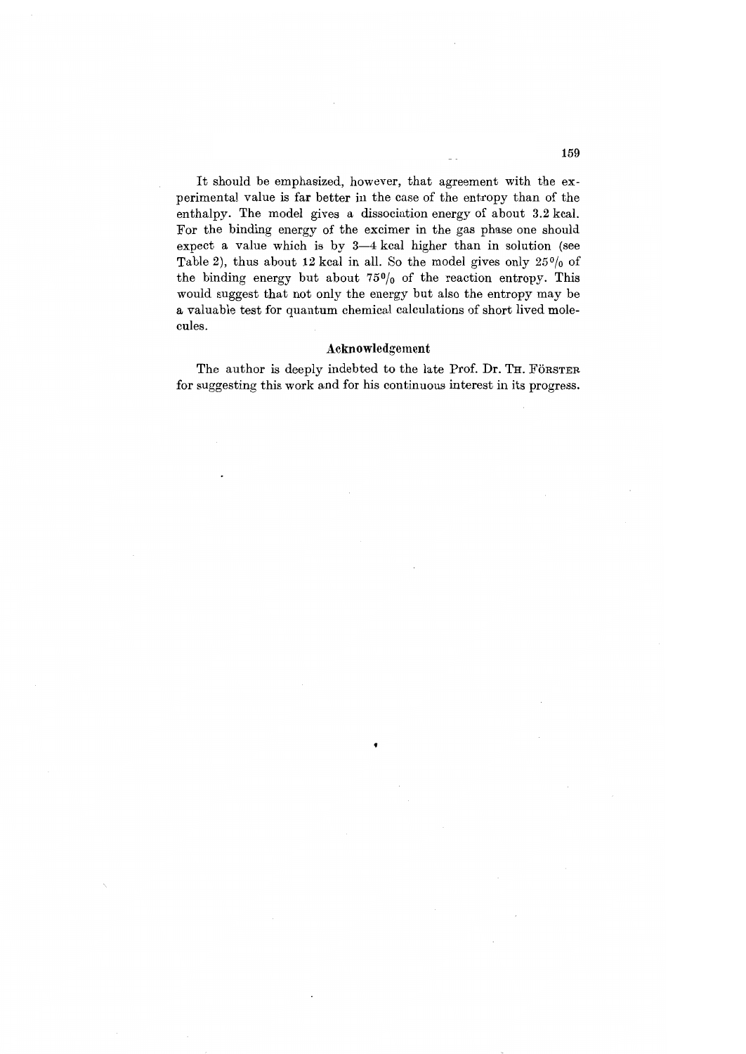It should be emphasized, however, that agreement with the experimental value is far better in the case of the entropy than of the enthalpy. The model gives a dissociation energy of about 3.2 kcal. For the binding energy of the excimer in the gas phase one should expect a value which is by 3—4 kcal higher than in solution (see Table 2), thus about 12 kcal in all. So the model gives only 25% of the binding energy but about 75% of the reaction entropy. This would suggest that not only the energy but also the entropy may be a valuable test for quantum chemical calculations of short lived molecules.

### Acknowledgement

The author is deeply indebted to the late Prof. Dr. TH. FÖRSTER for suggesting this work and for his continuous interest in its progress.